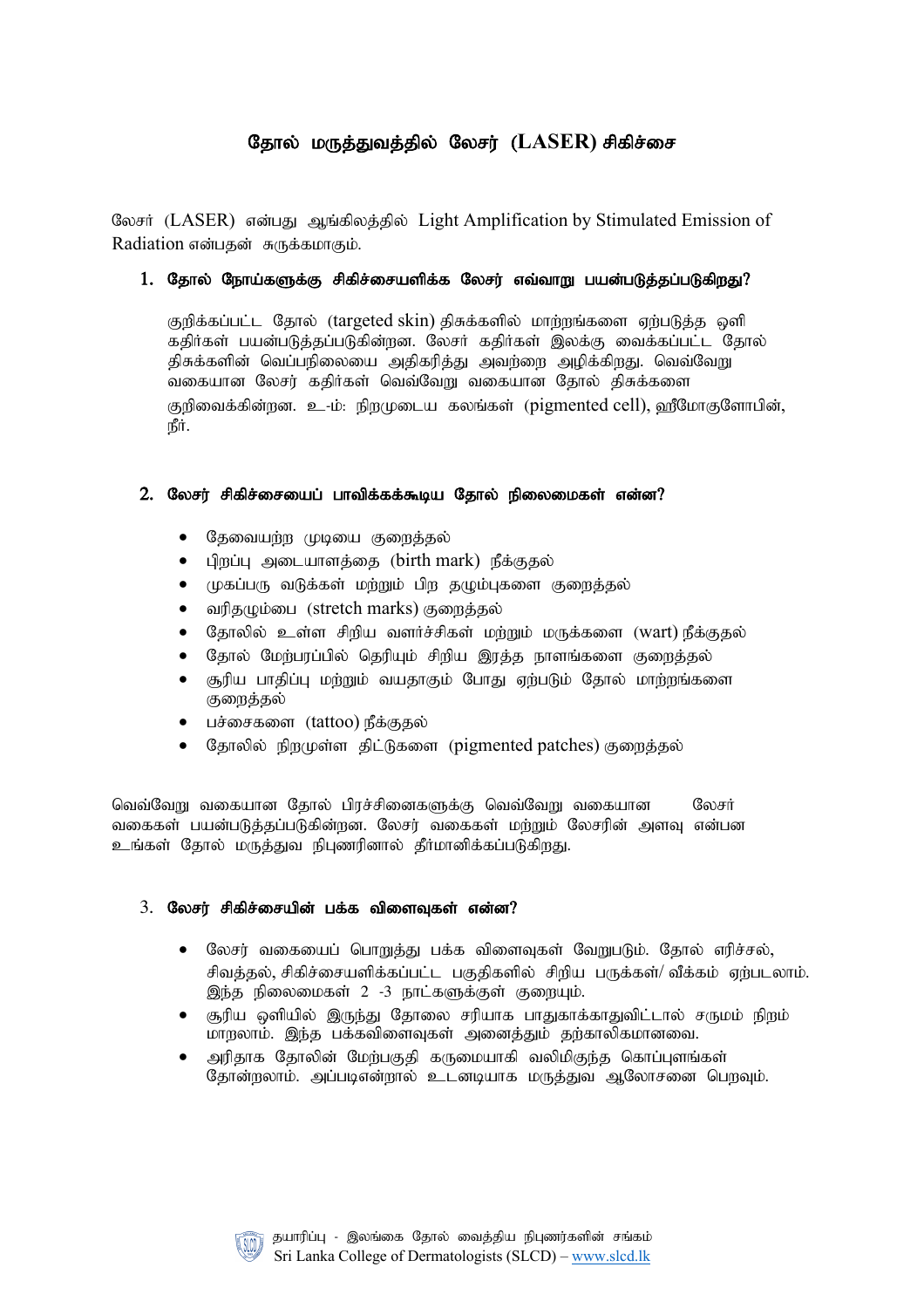# தோல் மருத்துவத்தில் லேசர் (LASER) சிகிச்சை

லேசர் (LASER) என்பது ஆங்கிலத்தில் Light Amplification by Stimulated Emission of Radiation என்பதன் சுருக்கமாகும்.

## 1. தோல் நோய்களுக்கு சிகிச்சையளிக்க லேசர் எவ்வாறு பயன்படுத்தப்படுகிறது?

குறிக்கப்பட்ட தோல் (targeted skin) திசுக்களில் மாற்றங்களை ஏற்படுத்த ஒளி கதிர்கள் பயன்படுத்தப்படுகின்றன. லேசர் கதிர்கள் இலக்கு வைக்கப்பட்ட தோல் திசுக்களின் வெப்பநிலையை அதிகரித்து அவற்றை அழிக்கிறது. வெவ்வேறு வகையான லேசர் கதிர்கள் வெவ்வேறு வகையான தோல் திசுக்களை குறிவைக்கின்றன. உ-ம்: நிறமுடைய கலங்கள் (pigmented cell), ஹீமோகுளோபின், நீர்.

## 2. லேசர் சிகிச்சையைப் பாவிக்கக்கூடிய தோல் நிலைமைகள் என்ன?

- தேவையற்ற முடியை குறைத்தல்
- பிறப்பு அடையாளத்தை (birth mark) நீக்குதல்
- முகப்பரு வடுக்கள் மற்றும் பிற தழும்புகளை குறைத்தல்
- வரிதழும்பை (stretch marks) குறைத்தல்
- தோலில் உள்ள சிறிய வளர்ச்சிகள் மற்றும் மருக்களை (wart) நீக்குதல்
- தோல் மேற்பரப்பில் தெரியும் சிறிய இரத்த நாளங்களை குறைத்தல்
- சூரிய பாதிப்பு மற்றும் வயதாகும் போது ஏற்படும் தோல் மாற்றங்களை குறைத்தல்
- பச்சைகளை (tattoo) நீக்குதல்
- தோலில் நிறமுள்ள திட்டுகளை (pigmented patches) குறைத்தல்

வெவ்வேறு வகையான தோல் பிரச்சினைகளுக்கு வெவ்வேறு வகையான லேசர் வகைகள் பயன்படுத்தப்படுகின்றன. லேசர் வகைகள் மற்றும் லேசரின் அளவு என்பன உங்கள் தோல் மருத்துவ நிபுணரினால் தீர்மானிக்கப்படுகிறது.

## 3. லேசர் சிகிச்சையின் பக்க விளைவுகள் என்ன?

- லேசர் வகையைப் பொறுத்து பக்க விளைவுகள் வேறுபடும். தோல் எரிச்சல், சிவத்தல், சிகிச்சையளிக்கப்பட்ட பகுதிகளில் சிறிய பருக்கள்/ வீக்கம் ஏற்படலாம். இந்த நிலைமைகள் 2 -3 நாட்களுக்குள் குறையும்.
- சூரிய ஒளியில் இருந்து தோலை சரியாக பாதுகாக்காதுவிட்டால் சருமம் நிறம் மாறலாம். இந்த பக்கவிளைவுகள் அனைத்தும் தற்காலிகமானவை.
- அரிதாக தோலின் மேற்பகுதி கருமையாகி வலிமிகுந்த கொப்புளங்கள் தோன்றலாம். அப்படிஎன்றால் உடனடியாக மருத்துவ ஆலோசனை பெறவும்.

தயாரிப்பு - இலங்கை தோல் வைத்திய நிபுணர்களின் சங்கம்
Sri Lanka College of Dermatologists (SLCD) – www.slcd.lk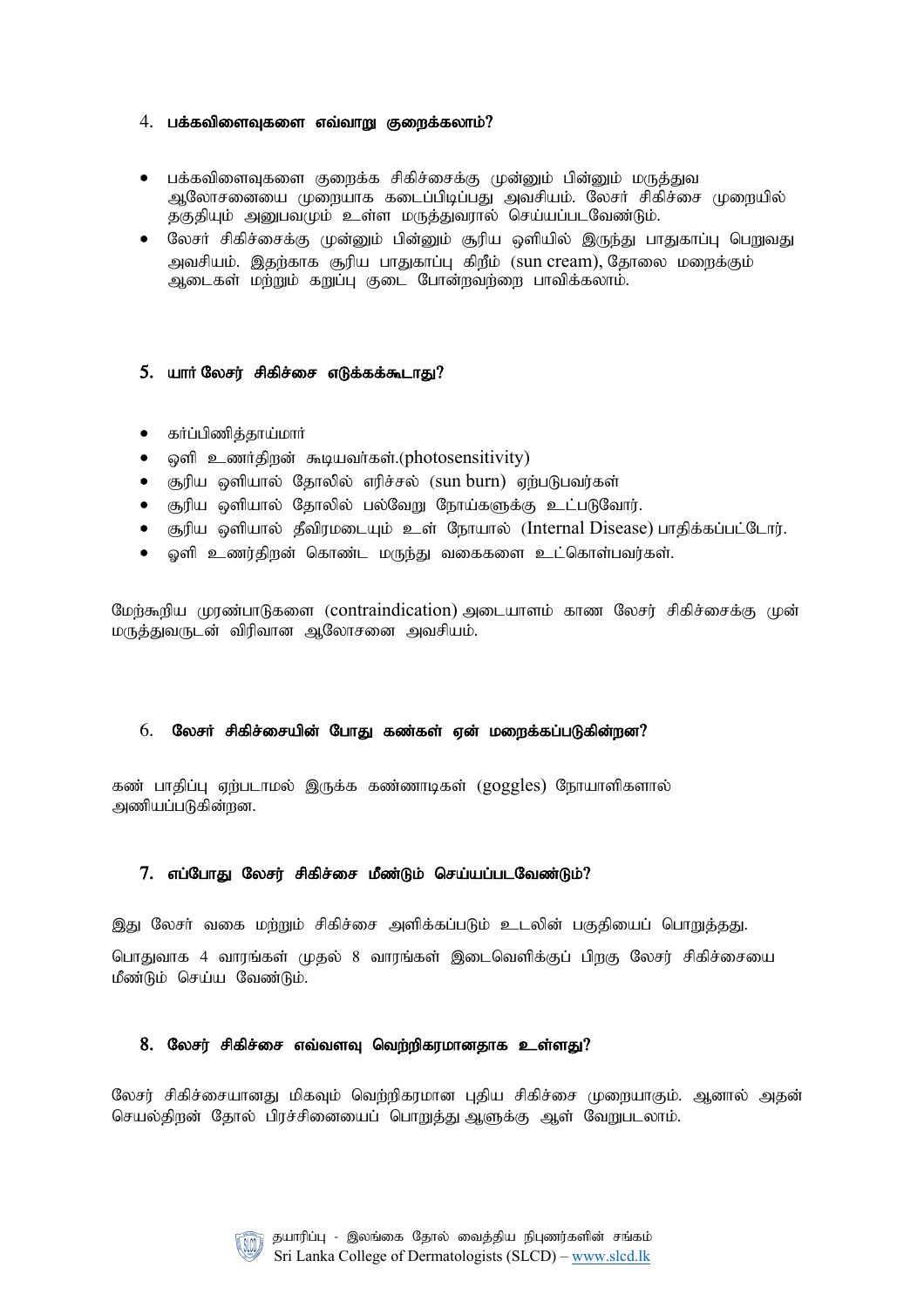### 4. பக்கவிளைவுகளை எவ்வாறு குறைக்கலாம்?

- பக்கவிளைவுகளை குறைக்க சிகிச்சைக்கு முன்னும் பின்னும் மருத்துவ ஆலோசனையை முறையாக கடைப்பிடிப்பது அவசியம். லேசர் சிகிச்சை முறையில் தகுதியும் அனுபவமும் உள்ள மருத்துவரால் செய்யப்படவேண்டும்.
- லேசர் சிகிச்சைக்கு முன்னும் பின்னும் சூரிய ஒளியில் இருந்து பாதுகாப்பு பெறுவது அவசியம். இதற்காக சூரிய பாதுகாப்பு கிறீம் (sun cream), தோலை மறைக்கும் ஆடைகள் மற்றும் கறுப்பு குடை போன்றவற்றை பாவிக்கலாம்.

### 5. யார் லேசர் சிகிச்சை எடுக்கக்கூடாது?

- கர்ப்பிணித்தாய்மார்
- ஒளி உணர்திறன் கூடியவர்கள்.(photosensitivity)
- சூரிய ஒளியால் தோலில் எரிச்சல் (sun burn) ஏற்படுபவர்கள்
- சூரிய ஒளியால் தோலில் பல்வேறு நோய்களுக்கு உட்படுவோர்.
- சூரிய ஒளியால் தீவிரமடையும் உள் நோயால் (Internal Disease) பாதிக்கப்பட்டோர்.
- ஒளி உணர்திறன் கொண்ட மருந்து வகைகளை உட்கொள்பவர்கள்.

மேற்கூறிய முரண்பாடுகளை (contraindication) அடையாளம் காண லேசர் சிகிச்சைக்கு முன் மருத்துவருடன் விரிவான ஆலோசனை அவசியம்.

### 6. லேசர் சிகிச்சையின் போது கண்கள் ஏன் மறைக்கப்படுகின்றன?

கண் பாதிப்பு ஏற்படாமல் இருக்க கண்ணாடிகள் (goggles) நோயாளிகளால் அணியப்படுகின்றன.

### 7. எப்போது லேசர் சிகிச்சை மீண்டும் செய்யப்படவேண்டும்?

இது லேசர் வகை மற்றும் சிகிச்சை அளிக்கப்படும் உடலின் பகுதியைப் பொறுத்தது.

பொதுவாக 4 வாரங்கள் முதல் 8 வாரங்கள் இடைவெளிக்குப் பிறகு லேசர் சிகிச்சையை மீண்டும் செய்ய வேண்டும்.

### 8. லேசர் சிகிச்சை எவ்வளவு வெற்றிகரமானதாக உள்ளது?

லேசர் சிகிச்சையானது மிகவும் வெற்றிகரமான புதிய சிகிச்சை முறையாகும். ஆனால் அதன் செயல்திறன் தோல் பிரச்சினையைப் பொறுத்து ஆளுக்கு ஆள் வேறுபடலாம்.

தயாரிப்பு - இலங்கை தோல் வைத்திய நிபுணர்களின் சங்கம்
Sri Lanka College of Dermatologists (SLCD) – www.slcd.lk